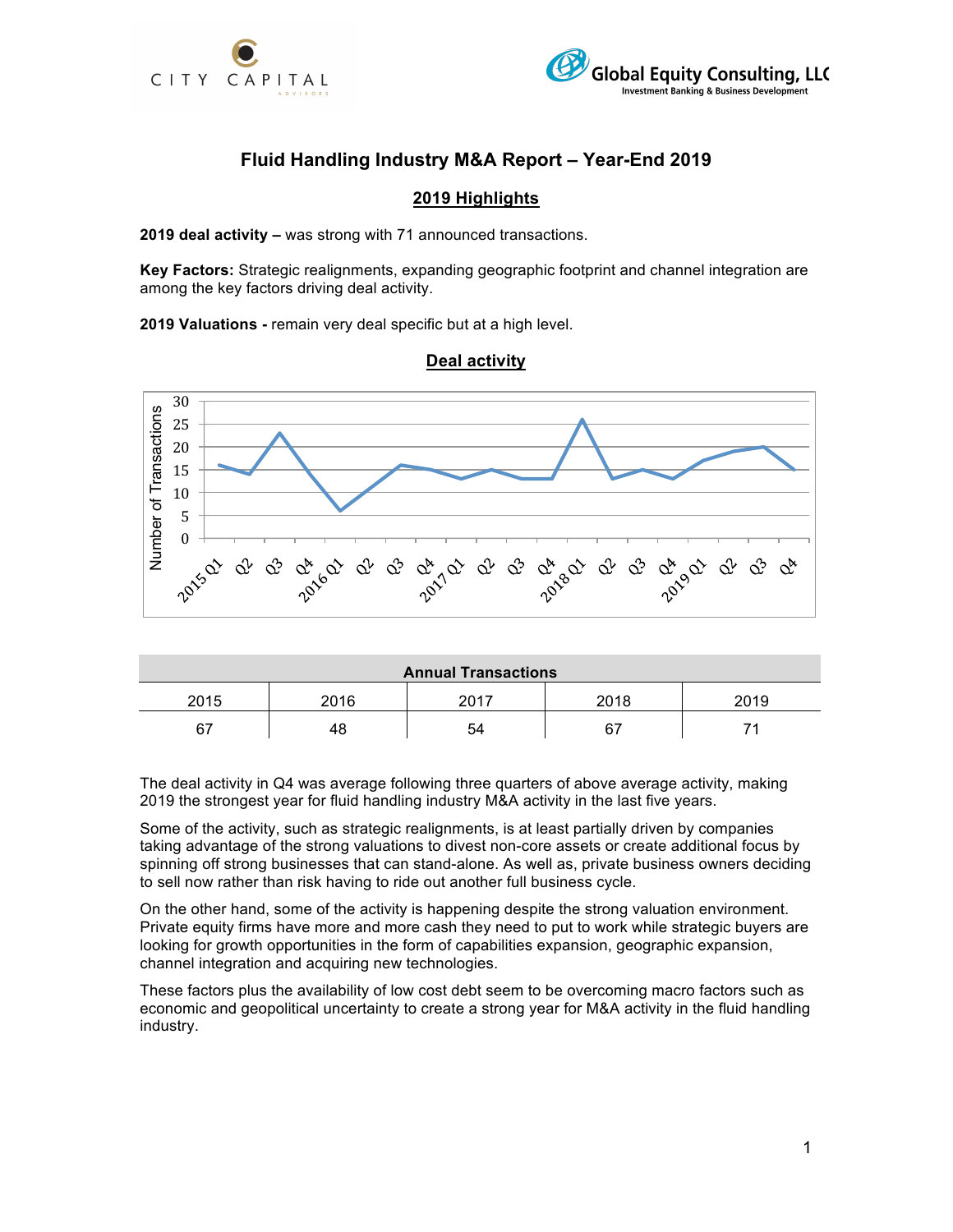# Fluid Handling Industry M&A Report – Year-End 2019

## 2019 Highlights

**2019 deal activity –** was strong with 71 announced transactions.

**Key Factors:** Strategic realignments, expanding geographic footprint and channel integration are among the key factors driving deal activity.

**2019 Valuations -** remain very deal specific but at a high level.

## Deal activity

| Annual Transactions | | | | |
|---|---|---|---|---|
| 2015 | 2016 | 2017 | 2018 | 2019 |
| 67 | 48 | 54 | 67 | 71 |

The deal activity in Q4 was average following three quarters of above average activity, making 2019 the strongest year for fluid handling industry M&A activity in the last five years.

Some of the activity, such as strategic realignments, is at least partially driven by companies taking advantage of the strong valuations to divest non-core assets or create additional focus by spinning off strong businesses that can stand-alone. As well as, private business owners deciding to sell now rather than risk having to ride out another full business cycle.

On the other hand, some of the activity is happening despite the strong valuation environment. Private equity firms have more and more cash they need to put to work while strategic buyers are looking for growth opportunities in the form of capabilities expansion, geographic expansion, channel integration and acquiring new technologies.

These factors plus the availability of low cost debt seem to be overcoming macro factors such as economic and geopolitical uncertainty to create a strong year for M&A activity in the fluid handling industry.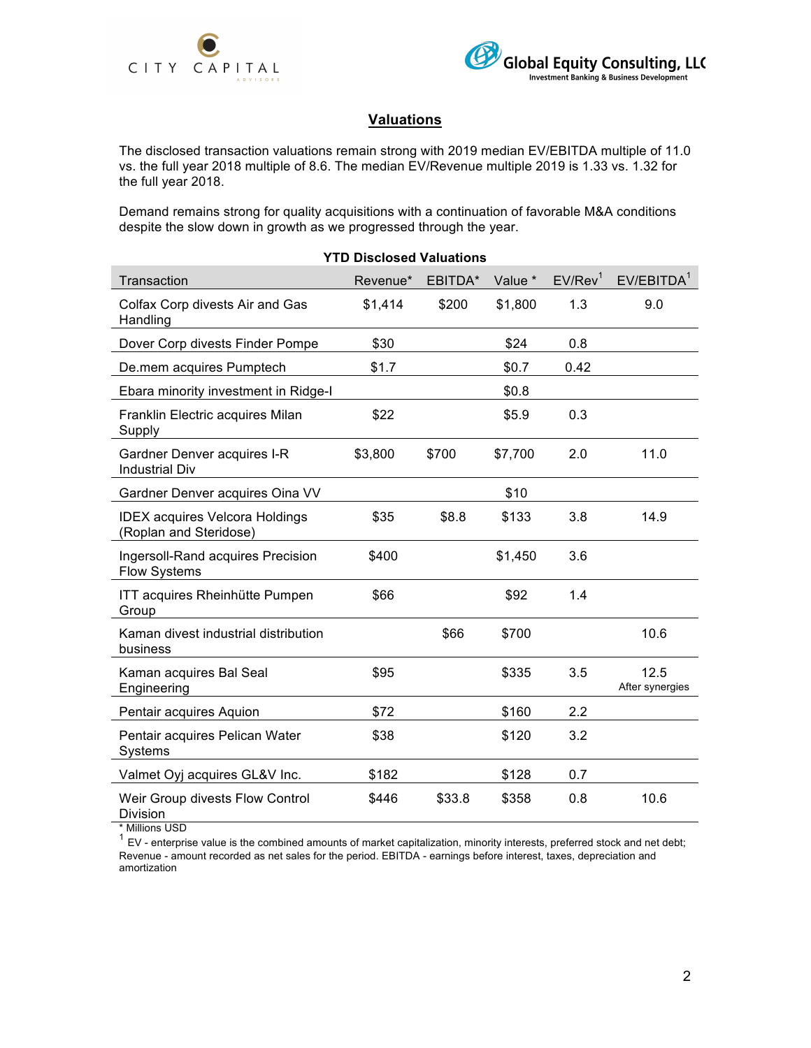## Valuations

The disclosed transaction valuations remain strong with 2019 median EV/EBITDA multiple of 11.0 vs. the full year 2018 multiple of 8.6. The median EV/Revenue multiple 2019 is 1.33 vs. 1.32 for the full year 2018.

Demand remains strong for quality acquisitions with a continuation of favorable M&A conditions despite the slow down in growth as we progressed through the year.

**YTD Disclosed Valuations**

| Transaction | Revenue* | EBITDA* | Value * | EV/Rev[1] | EV/EBITDA[1] |
|---|---|---|---|---|---|
| Colfax Corp divests Air and Gas Handling | $1,414 | $200 | $1,800 | 1.3 | 9.0 |
| Dover Corp divests Finder Pompe | $30 | | $24 | 0.8 | |
| De.mem acquires Pumptech | $1.7 | | $0.7 | 0.42 | |
| Ebara minority investment in Ridge-I | | | $0.8 | | |
| Franklin Electric acquires Milan Supply | $22 | | $5.9 | 0.3 | |
| Gardner Denver acquires I-R Industrial Div | $3,800 | $700 | $7,700 | 2.0 | 11.0 |
| Gardner Denver acquires Oina VV | | | $10 | | |
| IDEX acquires Velcora Holdings (Roplan and Steridose) | $35 | $8.8 | $133 | 3.8 | 14.9 |
| Ingersoll-Rand acquires Precision Flow Systems | $400 | | $1,450 | 3.6 | |
| ITT acquires Rheinhütte Pumpen Group | $66 | | $92 | 1.4 | |
| Kaman divest industrial distribution business | | $66 | $700 | | 10.6 |
| Kaman acquires Bal Seal Engineering | $95 | | $335 | 3.5 | 12.5 After synergies |
| Pentair acquires Aquion | $72 | | $160 | 2.2 | |
| Pentair acquires Pelican Water Systems | $38 | | $120 | 3.2 | |
| Valmet Oyj acquires GL&V Inc. | $182 | | $128 | 0.7 | |
| Weir Group divests Flow Control Division | $446 | $33.8 | $358 | 0.8 | 10.6 |

* Millions USD

[1] EV - enterprise value is the combined amounts of market capitalization, minority interests, preferred stock and net debt; Revenue - amount recorded as net sales for the period. EBITDA - earnings before interest, taxes, depreciation and amortization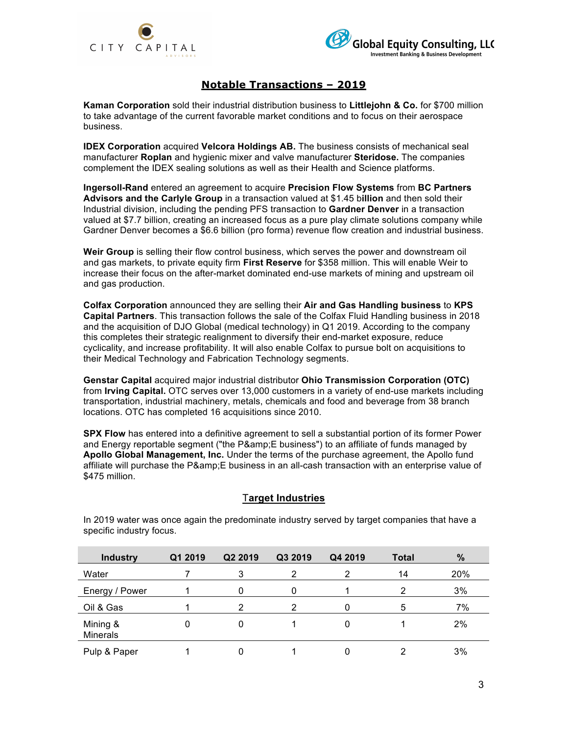## Notable Transactions – 2019

**Kaman Corporation** sold their industrial distribution business to **Littlejohn & Co.** for $700 million to take advantage of the current favorable market conditions and to focus on their aerospace business.

**IDEX Corporation** acquired **Velcora Holdings AB.** The business consists of mechanical seal manufacturer **Roplan** and hygienic mixer and valve manufacturer **Steridose.** The companies complement the IDEX sealing solutions as well as their Health and Science platforms.

**Ingersoll-Rand** entered an agreement to acquire **Precision Flow Systems** from **BC Partners Advisors and the Carlyle Group** in a transaction valued at $1.45 b**illion** and then sold their Industrial division, including the pending PFS transaction to **Gardner Denver** in a transaction valued at $7.7 billion, creating an increased focus as a pure play climate solutions company while Gardner Denver becomes a $6.6 billion (pro forma) revenue flow creation and industrial business.

**Weir Group** is selling their flow control business, which serves the power and downstream oil and gas markets, to private equity firm **First Reserve** for $358 million. This will enable Weir to increase their focus on the after-market dominated end-use markets of mining and upstream oil and gas production.

**Colfax Corporation** announced they are selling their **Air and Gas Handling business** to **KPS Capital Partners**. This transaction follows the sale of the Colfax Fluid Handling business in 2018 and the acquisition of DJO Global (medical technology) in Q1 2019. According to the company this completes their strategic realignment to diversify their end-market exposure, reduce cyclicality, and increase profitability. It will also enable Colfax to pursue bolt on acquisitions to their Medical Technology and Fabrication Technology segments.

**Genstar Capital** acquired major industrial distributor **Ohio Transmission Corporation (OTC)** from **Irving Capital.** OTC serves over 13,000 customers in a variety of end-use markets including transportation, industrial machinery, metals, chemicals and food and beverage from 38 branch locations. OTC has completed 16 acquisitions since 2010.

**SPX Flow** has entered into a definitive agreement to sell a substantial portion of its former Power and Energy reportable segment ("the P&amp;E business") to an affiliate of funds managed by **Apollo Global Management, Inc.** Under the terms of the purchase agreement, the Apollo fund affiliate will purchase the P&amp;E business in an all-cash transaction with an enterprise value of $475 million.

## Target Industries

In 2019 water was once again the predominate industry served by target companies that have a specific industry focus.

| Industry | Q1 2019 | Q2 2019 | Q3 2019 | Q4 2019 | Total | % |
|---|---|---|---|---|---|---|
| Water | 7 | 3 | 2 | 2 | 14 | 20% |
| Energy / Power | 1 | 0 | 0 | 1 | 2 | 3% |
| Oil & Gas | 1 | 2 | 2 | 0 | 5 | 7% |
| Mining & Minerals | 0 | 0 | 1 | 0 | 1 | 2% |
| Pulp & Paper | 1 | 0 | 1 | 0 | 2 | 3% |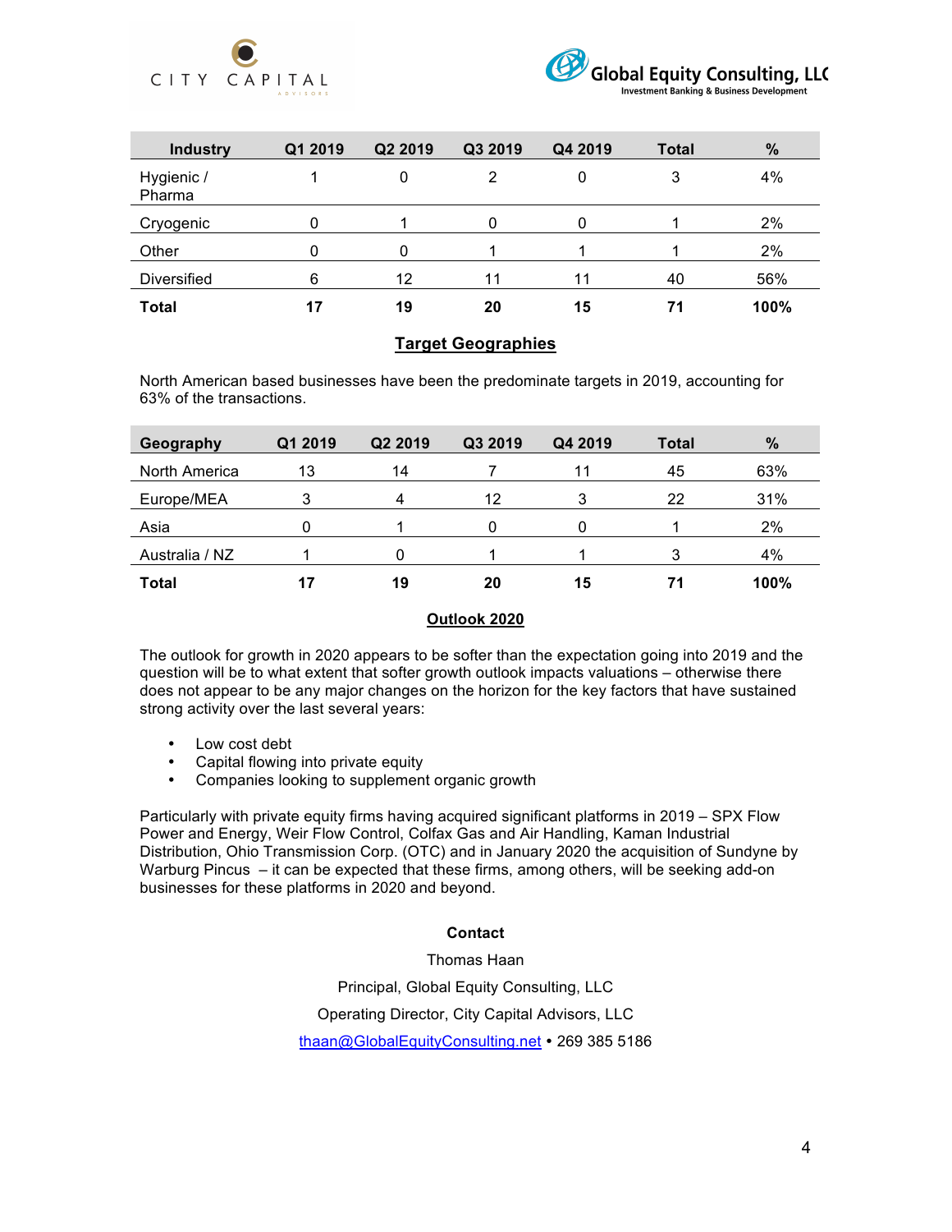| Industry | Q1 2019 | Q2 2019 | Q3 2019 | Q4 2019 | Total | % |
|---|---|---|---|---|---|---|
| Hygienic / Pharma | 1 | 0 | 2 | 0 | 3 | 4% |
| Cryogenic | 0 | 1 | 0 | 0 | 1 | 2% |
| Other | 0 | 0 | 1 | 1 | 1 | 2% |
| Diversified | 6 | 12 | 11 | 11 | 40 | 56% |
| **Total** | **17** | **19** | **20** | **15** | **71** | **100%** |

## Target Geographies

North American based businesses have been the predominate targets in 2019, accounting for 63% of the transactions.

| Geography | Q1 2019 | Q2 2019 | Q3 2019 | Q4 2019 | Total | % |
|---|---|---|---|---|---|---|
| North America | 13 | 14 | 7 | 11 | 45 | 63% |
| Europe/MEA | 3 | 4 | 12 | 3 | 22 | 31% |
| Asia | 0 | 1 | 0 | 0 | 1 | 2% |
| Australia / NZ | 1 | 0 | 1 | 1 | 3 | 4% |
| **Total** | **17** | **19** | **20** | **15** | **71** | **100%** |

## Outlook 2020

The outlook for growth in 2020 appears to be softer than the expectation going into 2019 and the question will be to what extent that softer growth outlook impacts valuations – otherwise there does not appear to be any major changes on the horizon for the key factors that have sustained strong activity over the last several years:

- Low cost debt
- Capital flowing into private equity
- Companies looking to supplement organic growth

Particularly with private equity firms having acquired significant platforms in 2019 – SPX Flow Power and Energy, Weir Flow Control, Colfax Gas and Air Handling, Kaman Industrial Distribution, Ohio Transmission Corp. (OTC) and in January 2020 the acquisition of Sundyne by Warburg Pincus – it can be expected that these firms, among others, will be seeking add-on businesses for these platforms in 2020 and beyond.

**Contact**

Thomas Haan

Principal, Global Equity Consulting, LLC

Operating Director, City Capital Advisors, LLC

thaan@GlobalEquityConsulting.net • 269 385 5186